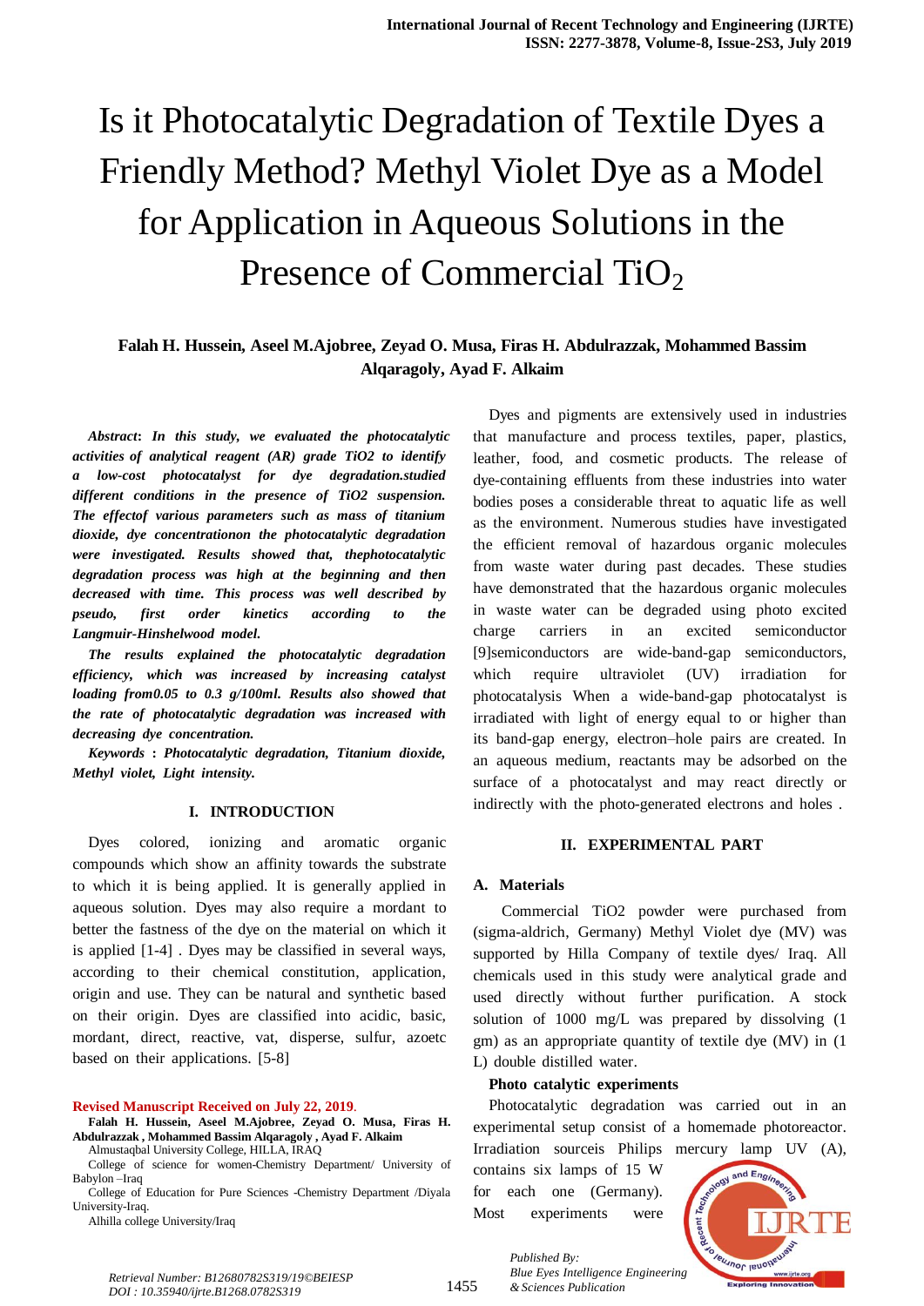# Is it Photocatalytic Degradation of Textile Dyes a Friendly Method? Methyl Violet Dye as a Model for Application in Aqueous Solutions in the Presence of Commercial $TiO_2$

**Falah H. Hussein, Aseel M.Ajobree, Zeyad O. Musa, Firas H. Abdulrazzak, Mohammed Bassim Alqaragoly, Ayad F. Alkaim**

***Abstract*: *In this study, we evaluated the photocatalytic activities of analytical reagent (AR) grade TiO2 to identify a low-cost photocatalyst for dye degradation.studied different conditions in the presence of TiO2 suspension. The effectof various parameters such as mass of titanium dioxide, dye concentrationon the photocatalytic degradation were investigated. Results showed that, thephotocatalytic degradation process was high at the beginning and then decreased with time. This process was well described by pseudo, first order kinetics according to the Langmuir-Hinshelwood model.***

***The results explained the photocatalytic degradation efficiency, which was increased by increasing catalyst loading from0.05 to 0.3 g/100ml. Results also showed that the rate of photocatalytic degradation was increased with decreasing dye concentration.***

***Keywords* : *Photocatalytic degradation, Titanium dioxide, Methyl violet, Light intensity.***

## I. INTRODUCTION

Dyes colored, ionizing and aromatic organic compounds which show an affinity towards the substrate to which it is being applied. It is generally applied in aqueous solution. Dyes may also require a mordant to better the fastness of the dye on the material on which it is applied [1-4] . Dyes may be classified in several ways, according to their chemical constitution, application, origin and use. They can be natural and synthetic based on their origin. Dyes are classified into acidic, basic, mordant, direct, reactive, vat, disperse, sulfur, azoetc based on their applications. [5-8]

Dyes and pigments are extensively used in industries that manufacture and process textiles, paper, plastics, leather, food, and cosmetic products. The release of dye-containing effluents from these industries into water bodies poses a considerable threat to aquatic life as well as the environment. Numerous studies have investigated the efficient removal of hazardous organic molecules from waste water during past decades. These studies have demonstrated that the hazardous organic molecules in waste water can be degraded using photo excited charge carriers in an excited semiconductor [9]semiconductors are wide-band-gap semiconductors, which require ultraviolet (UV) irradiation for photocatalysis When a wide-band-gap photocatalyst is irradiated with light of energy equal to or higher than its band-gap energy, electron–hole pairs are created. In an aqueous medium, reactants may be adsorbed on the surface of a photocatalyst and may react directly or indirectly with the photo-generated electrons and holes .

## II. EXPERIMENTAL PART

### A. Materials

Commercial TiO2 powder were purchased from (sigma-aldrich, Germany) Methyl Violet dye (MV) was supported by Hilla Company of textile dyes/ Iraq. All chemicals used in this study were analytical grade and used directly without further purification. A stock solution of 1000 mg/L was prepared by dissolving (1 gm) as an appropriate quantity of textile dye (MV) in (1 L) double distilled water.

**Photo catalytic experiments**

Photocatalytic degradation was carried out in an experimental setup consist of a homemade photoreactor. Irradiation sourceis Philips mercury lamp UV (A), contains six lamps of 15 W for each one (Germany). Most experiments were

---

**Revised Manuscript Received on July 22, 2019.**

**Falah H. Hussein, Aseel M.Ajobree, Zeyad O. Musa, Firas H. Abdulrazzak , Mohammed Bassim Alqaragoly , Ayad F. Alkaim**

Almustaqbal University College, HILLA, IRAQ

College of science for women-Chemistry Department/ University of Babylon –Iraq

College of Education for Pure Sciences -Chemistry Department /Diyala University-Iraq.

Alhilla college University/Iraq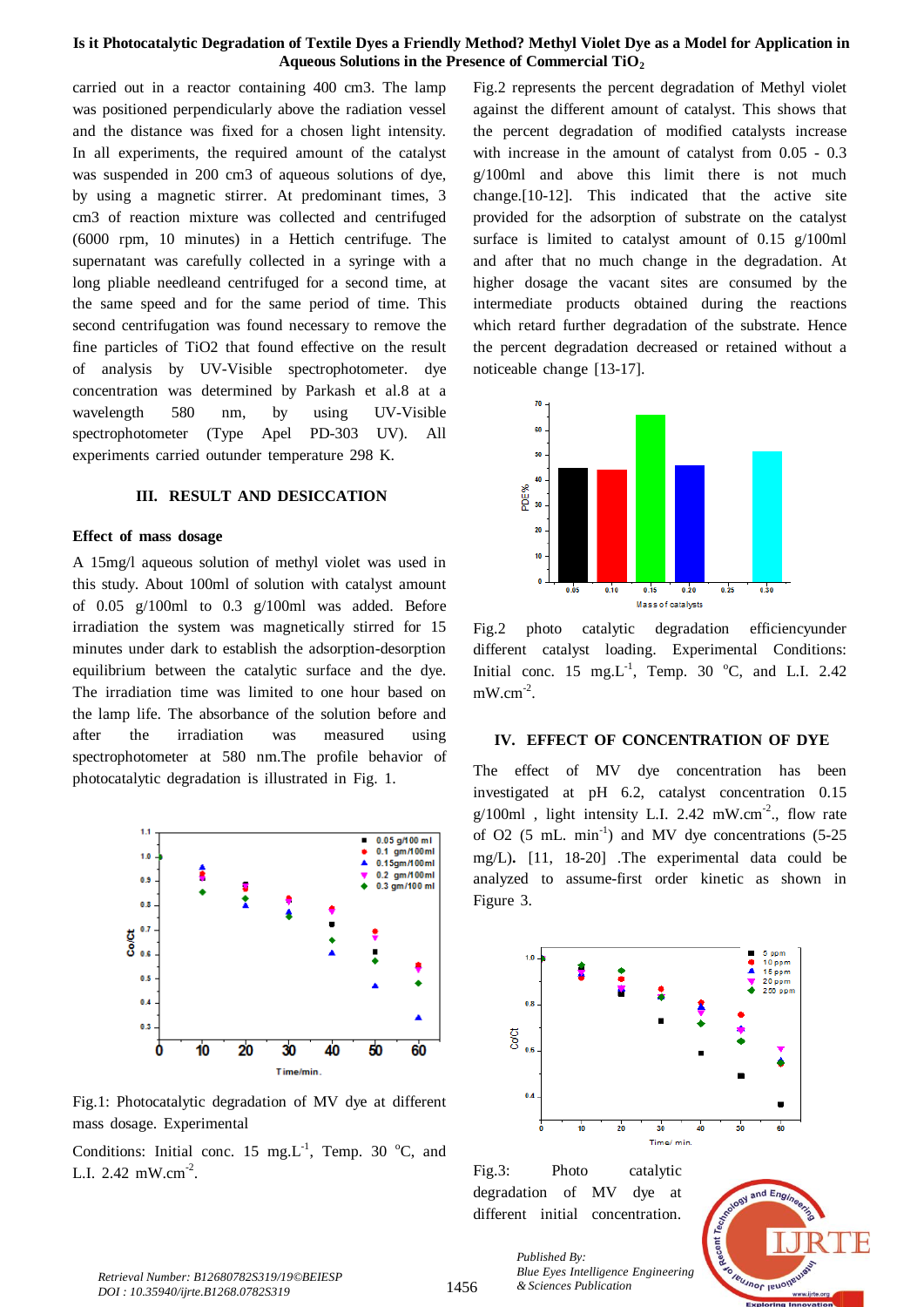carried out in a reactor containing 400 cm3. The lamp was positioned perpendicularly above the radiation vessel and the distance was fixed for a chosen light intensity. In all experiments, the required amount of the catalyst was suspended in 200 cm3 of aqueous solutions of dye, by using a magnetic stirrer. At predominant times, 3 cm3 of reaction mixture was collected and centrifuged (6000 rpm, 10 minutes) in a Hettich centrifuge. The supernatant was carefully collected in a syringe with a long pliable needleand centrifuged for a second time, at the same speed and for the same period of time. This second centrifugation was found necessary to remove the fine particles of TiO2 that found effective on the result of analysis by UV-Visible spectrophotometer. dye concentration was determined by Parkash et al.8 at a wavelength 580 nm, by using UV-Visible spectrophotometer (Type Apel PD-303 UV). All experiments carried outunder temperature 298 K.

## III. RESULT AND DESICCATION

### Effect of mass dosage

A 15mg/l aqueous solution of methyl violet was used in this study. About 100ml of solution with catalyst amount of 0.05 g/100ml to 0.3 g/100ml was added. Before irradiation the system was magnetically stirred for 15 minutes under dark to establish the adsorption-desorption equilibrium between the catalytic surface and the dye. The irradiation time was limited to one hour based on the lamp life. The absorbance of the solution before and after the irradiation was measured using spectrophotometer at 580 nm.The profile behavior of photocatalytic degradation is illustrated in Fig. 1.

Fig.1: Photocatalytic degradation of MV dye at different mass dosage. Experimental

Conditions: Initial conc. 15 mg.L$^{-1}$, Temp. 30 $^{o}$C, and L.I. 2.42 mW.cm$^{-2}$.

Fig.2 represents the percent degradation of Methyl violet against the different amount of catalyst. This shows that the percent degradation of modified catalysts increase with increase in the amount of catalyst from 0.05 - 0.3 g/100ml and above this limit there is not much change.[10-12]. This indicated that the active site provided for the adsorption of substrate on the catalyst surface is limited to catalyst amount of 0.15 g/100ml and after that no much change in the degradation. At higher dosage the vacant sites are consumed by the intermediate products obtained during the reactions which retard further degradation of the substrate. Hence the percent degradation decreased or retained without a noticeable change [13-17].

Fig.2 photo catalytic degradation efficiencyunder different catalyst loading. Experimental Conditions: Initial conc. 15 mg.L$^{-1}$, Temp. 30 $^{o}$C, and L.I. 2.42 mW.cm$^{-2}$.

## IV. EFFECT OF CONCENTRATION OF DYE

The effect of MV dye concentration has been investigated at pH 6.2, catalyst concentration 0.15 g/100ml , light intensity L.I. 2.42 mW.cm$^{-2}$., flow rate of O2 (5 mL. min$^{-1}$) and MV dye concentrations (5-25 mg/L). [11, 18-20] .The experimental data could be analyzed to assume-first order kinetic as shown in Figure 3.

Fig.3: Photo catalytic degradation of MV dye at different initial concentration.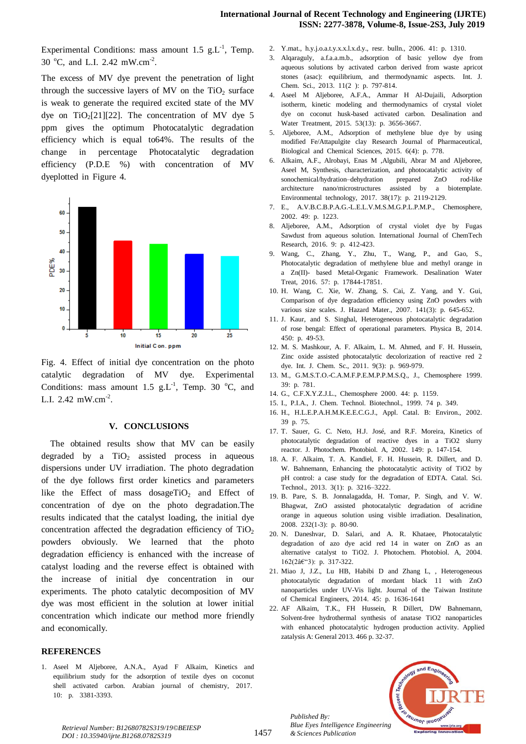Experimental Conditions: mass amount 1.5 $g.L^{-1}$, Temp. 30 $^{o}C$, and L.I. 2.42 $mW.cm^{-2}$.

The excess of MV dye prevent the penetration of light through the successive layers of MV on the $TiO_2$ surface is weak to generate the required excited state of the MV dye on $TiO_2$[21][22]. The concentration of MV dye 5 ppm gives the optimum Photocatalytic degradation efficiency which is equal to64%. The results of the change in percentage Photocatalytic degradation efficiency (P.D.E %) with concentration of MV dyeplotted in Figure 4.

60
50
40
30
20
10
0
PDE%
5
10
15
20
25
Initial C on. ppm

Fig. 4. Effect of initial dye concentration on the photo catalytic degradation of MV dye. Experimental Conditions: mass amount 1.5 $g.L^{-1}$, Temp. 30 $^{o}C$, and L.I. 2.42 $mW.cm^{-2}$.

## V. CONCLUSIONS

The obtained results show that MV can be easily degraded by a $TiO_2$ assisted process in aqueous dispersions under UV irradiation. The photo degradation of the dye follows first order kinetics and parameters like the Effect of mass dosage$TiO_2$ and Effect of concentration of dye on the photo degradation.The results indicated that the catalyst loading, the initial dye concentration affected the degradation efficiency of $TiO_2$ powders obviously. We learned that the photo degradation efficiency is enhanced with the increase of catalyst loading and the reverse effect is obtained with the increase of initial dye concentration in our experiments. The photo catalytic decomposition of MV dye was most efficient in the solution at lower initial concentration which indicate our method more friendly and economically.

## REFERENCES

1. Aseel M Aljeboree, A.N.A., Ayad F Alkaim, Kinetics and equilibrium study for the adsorption of textile dyes on coconut shell activated carbon. Arabian journal of chemistry, 2017. 10: p. 3381-3393.
2. Y.mat., h.y.j.o.a.t.y.x.x.l.x.d.y., resr. bulln., 2006. 41: p. 1310.
3. Alqaraguly, a.f.a.a.m.b., adsorption of basic yellow dye from aqueous solutions by activated carbon derived from waste apricot stones (asac): equilibrium, and thermodynamic aspects. Int. J. Chem. Sci., 2013. 11(2 ): p. 797-814.
4. Aseel M Aljeboree, A.F.A., Ammar H Al-Dujaili, Adsorption isotherm, kinetic modeling and thermodynamics of crystal violet dye on coconut husk-based activated carbon. Desalination and Water Treatment, 2015. 53(13): p. 3656-3667.
5. Aljeboree, A.M., Adsorption of methylene blue dye by using modified Fe/Attapulgite clay Research Journal of Pharmaceutical, Biological and Chemical Sciences, 2015. 6(4): p. 778.
6. Alkaim, A.F., Alrobayi, Enas M ,Algubili, Abrar M and Aljeboree, Aseel M, Synthesis, characterization, and photocatalytic activity of sonochemical/hydration–dehydration prepared ZnO rod-like architecture nano/microstructures assisted by a biotemplate. Environmental technology, 2017. 38(17): p. 2119-2129.
7. E., A.V.B.C.B.P.A.G.-L.E.L.V.M.S.M.G.P.L.P.M.P., Chemosphere, 2002. 49: p. 1223.
8. Aljeboree, A.M., Adsorption of crystal violet dye by Fugas Sawdust from aqueous solution. International Journal of ChemTech Research, 2016. 9: p. 412-423.
9. Wang, C., Zhang, Y., Zhu, T., Wang, P., and Gao, S., Photocatalytic degradation of methylene blue and methyl orange in a Zn(II)- based Metal-Organic Framework. Desalination Water Treat, 2016. 57: p. 17844-17851.
10. H. Wang, C. Xie, W. Zhang, S. Cai, Z. Yang, and Y. Gui, Comparison of dye degradation efficiency using ZnO powders with various size scales. J. Hazard Mater., 2007. 141(3): p. 645-652.
11. J. Kaur, and S. Singhal, Heterogeneous photocatalytic degradation of rose bengal: Effect of operational parameters. Physica B, 2014. 450: p. 49-53.
12. M. S. Mashkour, A. F. Alkaim, L. M. Ahmed, and F. H. Hussein, Zinc oxide assisted photocatalytic decolorization of reactive red 2 dye. Int. J. Chem. Sc., 2011. 9(3): p. 969-979.
13. M., G.M.S.T.O.-C.A.M.F.P.E.M.P.P.M.S.Q., J., Chemosphere 1999. 39: p. 781.
14. G., C.F.X.Y.Z.J.L., Chemosphere 2000. 44: p. 1159.
15. I., P.I.A., J. Chem. Technol. Biotechnol., 1999. 74 p. 349.
16. H., H.L.E.P.A.H.M.K.E.E.C.G.J., Appl. Catal. B: Environ., 2002. 39 p. 75.
17. T. Sauer, G. C. Neto, H.J. José, and R.F. Moreira, Kinetics of photocatalytic degradation of reactive dyes in a TiO2 slurry reactor. J. Photochem. Photobiol. A, 2002. 149: p. 147-154.
18. A. F. Alkaim, T. A. Kandiel, F. H. Hussein, R. Dillert, and D. W. Bahnemann, Enhancing the photocatalytic activity of TiO2 by pH control: a case study for the degradation of EDTA. Catal. Sci. Technol., 2013. 3(1): p. 3216–3222.
19. B. Pare, S. B. Jonnalagadda, H. Tomar, P. Singh, and V. W. Bhagwat, ZnO assisted photocatalytic degradation of acridine orange in aqueous solution using visible irradiation. Desalination, 2008. 232(1-3): p. 80-90.
20. N. Daneshvar, D. Salari, and A. R. Khataee, Photocatalytic degradation of azo dye acid red 14 in water on ZnO as an alternative catalyst to TiO2. J. Photochem. Photobiol. A, 2004. 162(2â€“3): p. 317-322.
21. Miao J, J.Z., Lu HB, Habibi D and Zhang L, , Heterogeneous photocatalytic degradation of mordant black 11 with ZnO nanoparticles under UV-Vis light. Journal of the Taiwan Institute of Chemical Engineers, 2014. 45: p. 1636-1641
22. AF Alkaim, T.K., FH Hussein, R Dillert, DW Bahnemann, Solvent-free hydrothermal synthesis of anatase TiO2 nanoparticles with enhanced photocatalytic hydrogen production activity. Applied zatalysis A: General 2013. 466 p. 32-37.